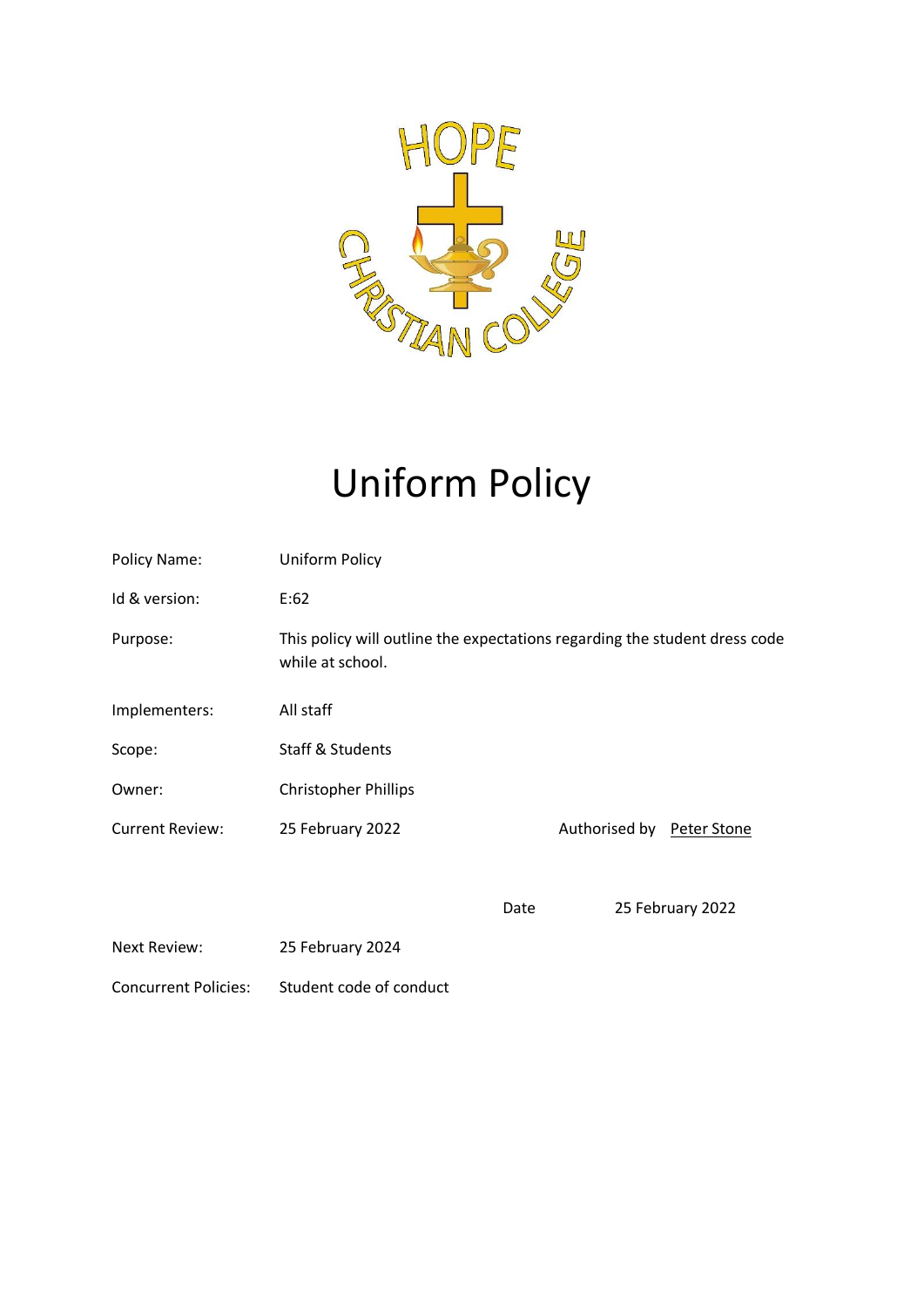# Uniform Policy

| | | | |
|---|---|---|---|
| Policy Name: | Uniform Policy | | |
| Id & version: | E:62 | | |
| Purpose: | This policy will outline the expectations regarding the student dress code while at school. | | |
| Implementers: | All staff | | |
| Scope: | Staff & Students | | |
| Owner: | Christopher Phillips | | |
| Current Review: | 25 February 2022 | Authorised by | Peter Stone |
| | | Date | 25 February 2022 |
| Next Review: | 25 February 2024 | | |
| Concurrent Policies: | Student code of conduct | | |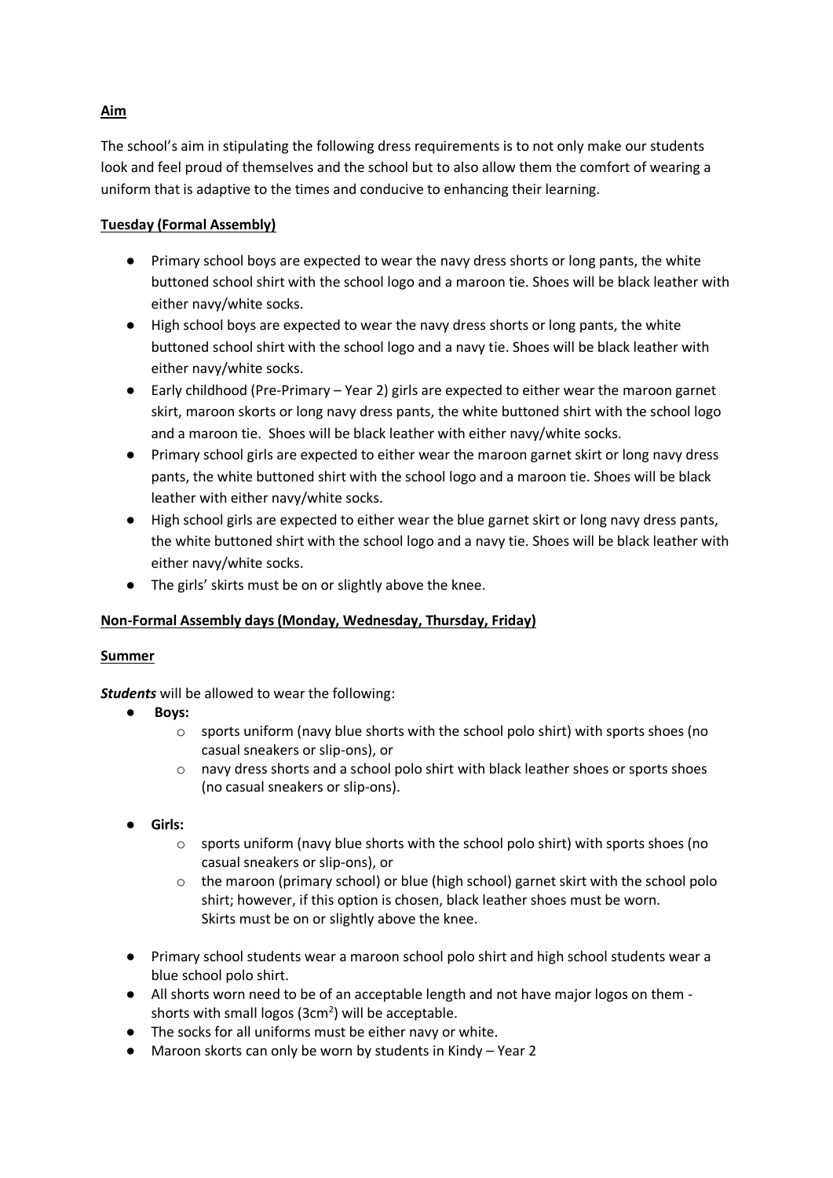**Aim**

The school's aim in stipulating the following dress requirements is to not only make our students look and feel proud of themselves and the school but to also allow them the comfort of wearing a uniform that is adaptive to the times and conducive to enhancing their learning.

**Tuesday (Formal Assembly)**

- Primary school boys are expected to wear the navy dress shorts or long pants, the white buttoned school shirt with the school logo and a maroon tie. Shoes will be black leather with either navy/white socks.
- High school boys are expected to wear the navy dress shorts or long pants, the white buttoned school shirt with the school logo and a navy tie. Shoes will be black leather with either navy/white socks.
- Early childhood (Pre-Primary – Year 2) girls are expected to either wear the maroon garnet skirt, maroon skorts or long navy dress pants, the white buttoned shirt with the school logo and a maroon tie. Shoes will be black leather with either navy/white socks.
- Primary school girls are expected to either wear the maroon garnet skirt or long navy dress pants, the white buttoned shirt with the school logo and a maroon tie. Shoes will be black leather with either navy/white socks.
- High school girls are expected to either wear the blue garnet skirt or long navy dress pants, the white buttoned shirt with the school logo and a navy tie. Shoes will be black leather with either navy/white socks.
- The girls' skirts must be on or slightly above the knee.

**Non-Formal Assembly days (Monday, Wednesday, Thursday, Friday)**

**Summer**

***Students*** will be allowed to wear the following:

- **Boys:**
  - sports uniform (navy blue shorts with the school polo shirt) with sports shoes (no casual sneakers or slip-ons), or
  - navy dress shorts and a school polo shirt with black leather shoes or sports shoes (no casual sneakers or slip-ons).

- **Girls:**
  - sports uniform (navy blue shorts with the school polo shirt) with sports shoes (no casual sneakers or slip-ons), or
  - the maroon (primary school) or blue (high school) garnet skirt with the school polo shirt; however, if this option is chosen, black leather shoes must be worn. Skirts must be on or slightly above the knee.

- Primary school students wear a maroon school polo shirt and high school students wear a blue school polo shirt.
- All shorts worn need to be of an acceptable length and not have major logos on them - shorts with small logos ($3cm^2$) will be acceptable.
- The socks for all uniforms must be either navy or white.
- Maroon skorts can only be worn by students in Kindy – Year 2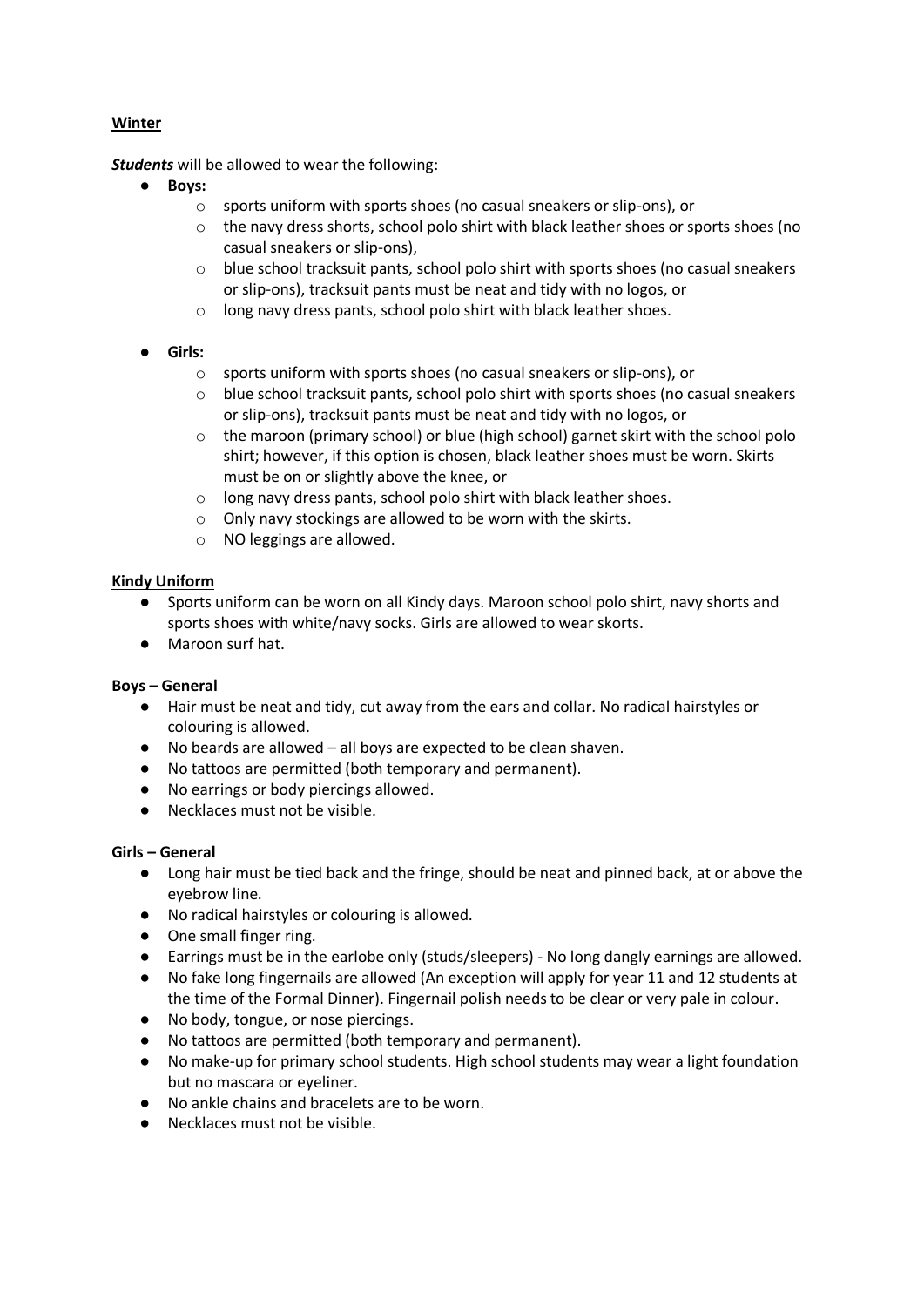## Winter

***Students*** will be allowed to wear the following:

- **Boys:**
  - sports uniform with sports shoes (no casual sneakers or slip-ons), or
  - the navy dress shorts, school polo shirt with black leather shoes or sports shoes (no casual sneakers or slip-ons),
  - blue school tracksuit pants, school polo shirt with sports shoes (no casual sneakers or slip-ons), tracksuit pants must be neat and tidy with no logos, or
  - long navy dress pants, school polo shirt with black leather shoes.

- **Girls:**
  - sports uniform with sports shoes (no casual sneakers or slip-ons), or
  - blue school tracksuit pants, school polo shirt with sports shoes (no casual sneakers or slip-ons), tracksuit pants must be neat and tidy with no logos, or
  - the maroon (primary school) or blue (high school) garnet skirt with the school polo shirt; however, if this option is chosen, black leather shoes must be worn. Skirts must be on or slightly above the knee, or
  - long navy dress pants, school polo shirt with black leather shoes.
  - Only navy stockings are allowed to be worn with the skirts.
  - NO leggings are allowed.

## Kindy Uniform

- Sports uniform can be worn on all Kindy days. Maroon school polo shirt, navy shorts and sports shoes with white/navy socks. Girls are allowed to wear skorts.
- Maroon surf hat.

### Boys – General

- Hair must be neat and tidy, cut away from the ears and collar. No radical hairstyles or colouring is allowed.
- No beards are allowed – all boys are expected to be clean shaven.
- No tattoos are permitted (both temporary and permanent).
- No earrings or body piercings allowed.
- Necklaces must not be visible.

### Girls – General

- Long hair must be tied back and the fringe, should be neat and pinned back, at or above the eyebrow line.
- No radical hairstyles or colouring is allowed.
- One small finger ring.
- Earrings must be in the earlobe only (studs/sleepers) - No long dangly earnings are allowed.
- No fake long fingernails are allowed (An exception will apply for year 11 and 12 students at the time of the Formal Dinner). Fingernail polish needs to be clear or very pale in colour.
- No body, tongue, or nose piercings.
- No tattoos are permitted (both temporary and permanent).
- No make-up for primary school students. High school students may wear a light foundation but no mascara or eyeliner.
- No ankle chains and bracelets are to be worn.
- Necklaces must not be visible.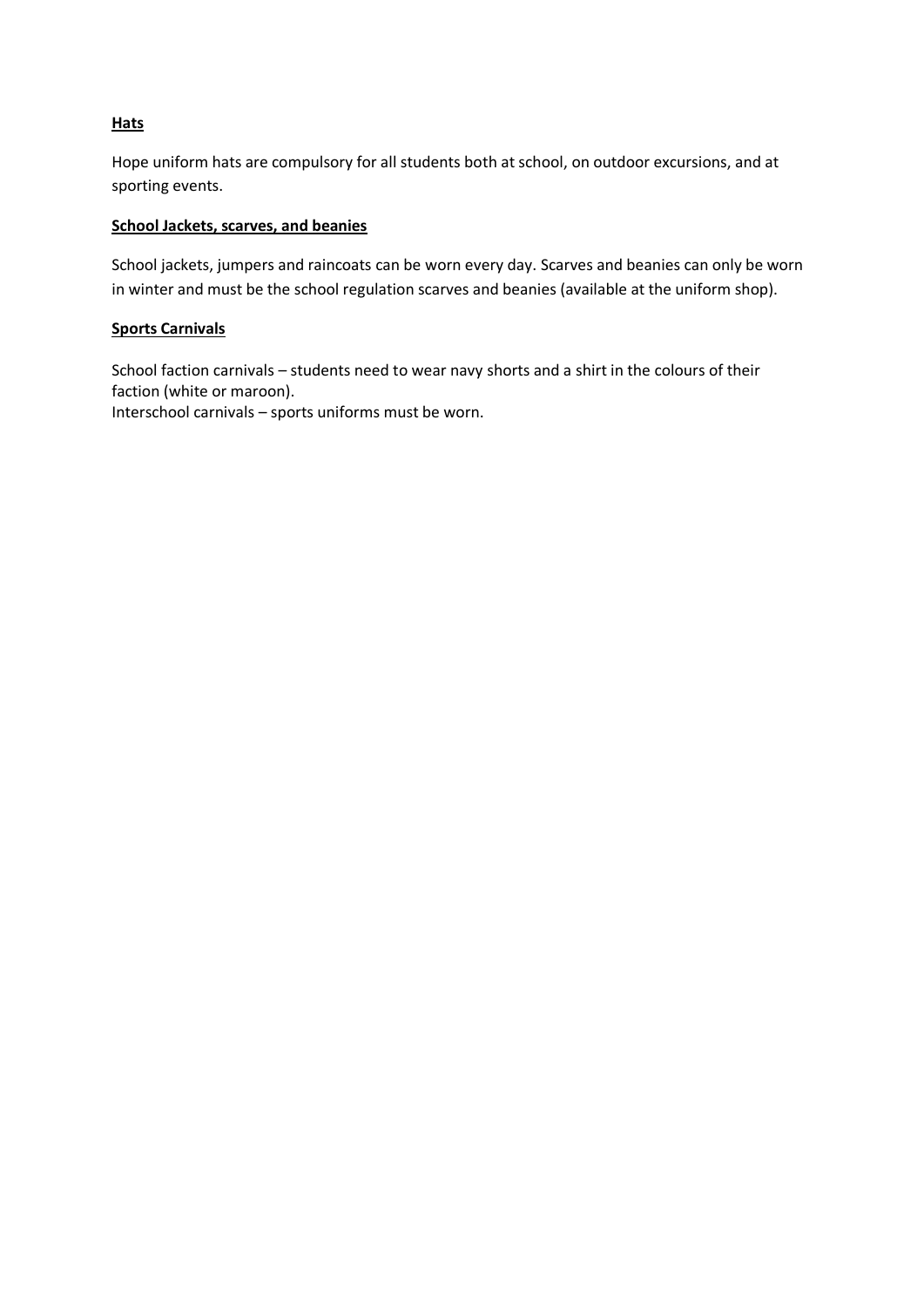**Hats**

Hope uniform hats are compulsory for all students both at school, on outdoor excursions, and at sporting events.

**School Jackets, scarves, and beanies**

School jackets, jumpers and raincoats can be worn every day. Scarves and beanies can only be worn in winter and must be the school regulation scarves and beanies (available at the uniform shop).

**Sports Carnivals**

School faction carnivals – students need to wear navy shorts and a shirt in the colours of their faction (white or maroon).
Interschool carnivals – sports uniforms must be worn.